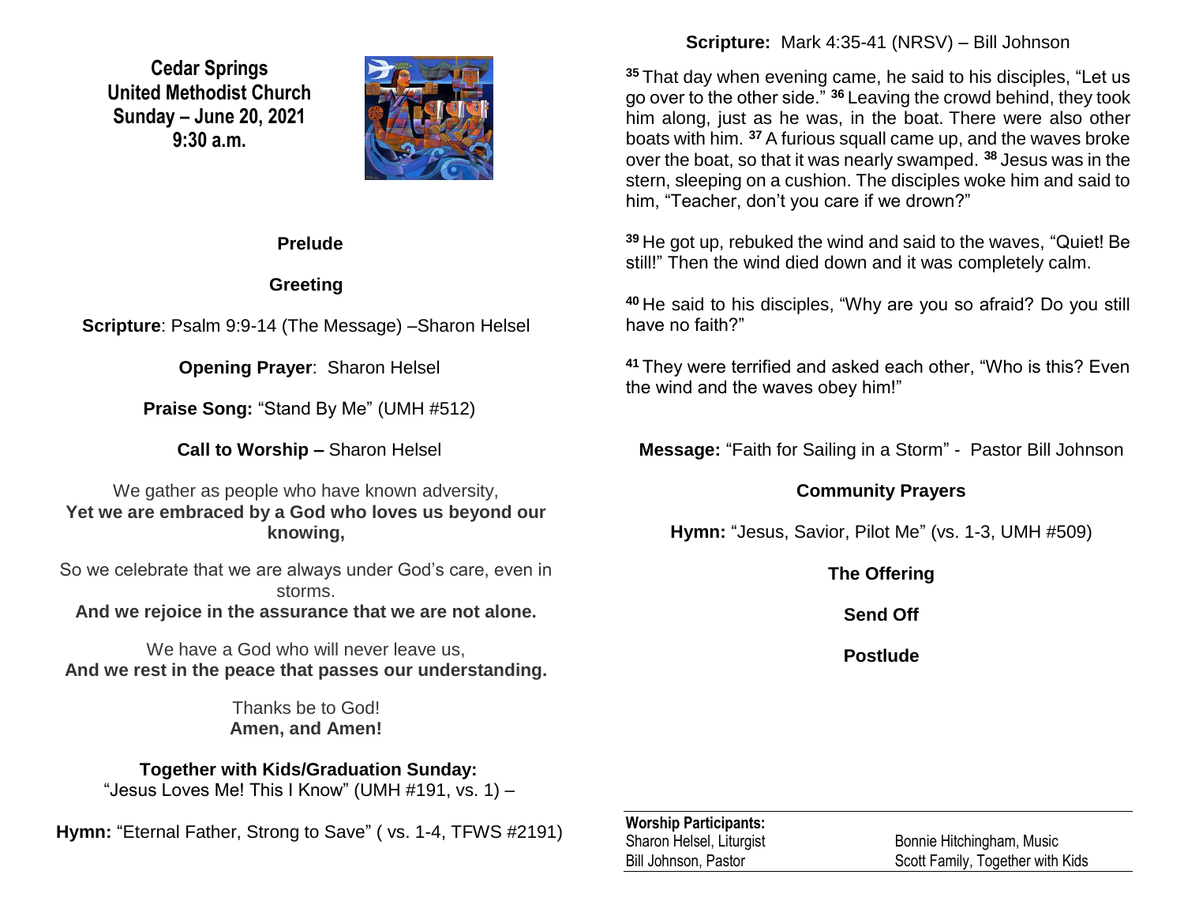**Cedar Springs**
**United Methodist Church**
**Sunday – June 20, 2021**
**9:30 a.m.**

**Prelude**

**Greeting**

**Scripture**: Psalm 9:9-14 (The Message) –Sharon Helsel

**Opening Prayer**: Sharon Helsel

**Praise Song:** "Stand By Me" (UMH #512)

**Call to Worship –** Sharon Helsel

We gather as people who have known adversity,
**Yet we are embraced by a God who loves us beyond our knowing,**

So we celebrate that we are always under God's care, even in storms.
**And we rejoice in the assurance that we are not alone.**

We have a God who will never leave us,
**And we rest in the peace that passes our understanding.**

Thanks be to God!
**Amen, and Amen!**

**Together with Kids/Graduation Sunday:**
"Jesus Loves Me! This I Know" (UMH #191, vs. 1) –

**Hymn:** "Eternal Father, Strong to Save" ( vs. 1-4, TFWS #2191)

**Scripture:** Mark 4:35-41 (NRSV) – Bill Johnson

[35] That day when evening came, he said to his disciples, "Let us go over to the other side." [36] Leaving the crowd behind, they took him along, just as he was, in the boat. There were also other boats with him. [37] A furious squall came up, and the waves broke over the boat, so that it was nearly swamped. [38] Jesus was in the stern, sleeping on a cushion. The disciples woke him and said to him, "Teacher, don't you care if we drown?"

[39] He got up, rebuked the wind and said to the waves, "Quiet! Be still!" Then the wind died down and it was completely calm.

[40] He said to his disciples, "Why are you so afraid? Do you still have no faith?"

[41] They were terrified and asked each other, "Who is this? Even the wind and the waves obey him!"

**Message:** "Faith for Sailing in a Storm" - Pastor Bill Johnson

**Community Prayers**

**Hymn:** "Jesus, Savior, Pilot Me" (vs. 1-3, UMH #509)

**The Offering**

**Send Off**

**Postlude**

**Worship Participants:**

Sharon Helsel, Liturgist
Bill Johnson, Pastor
Bonnie Hitchingham, Music
Scott Family, Together with Kids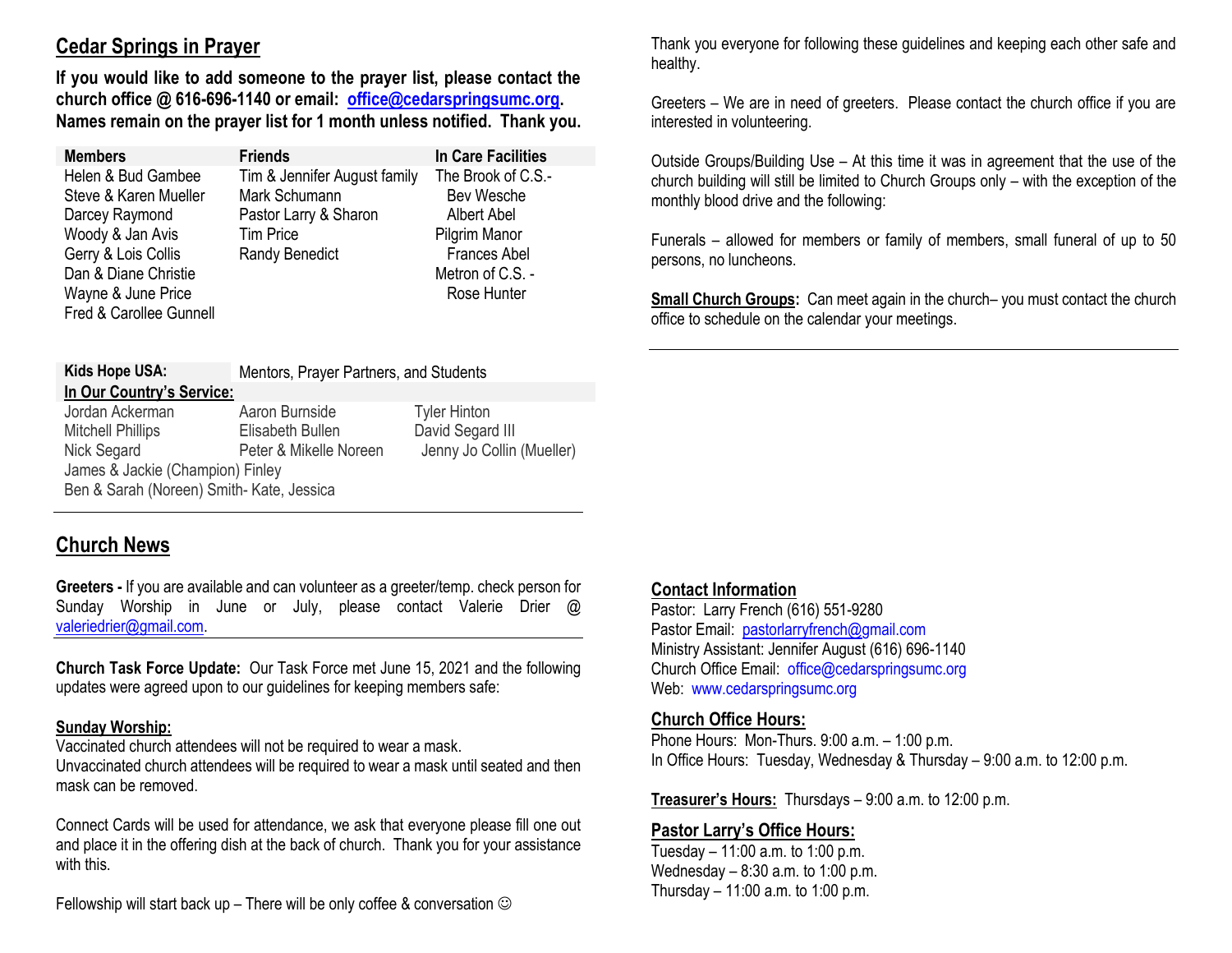## Cedar Springs in Prayer

**If you would like to add someone to the prayer list, please contact the church office @ 616-696-1140 or email: office@cedarspringsumc.org. Names remain on the prayer list for 1 month unless notified. Thank you.**

| Members | Friends | In Care Facilities |
|---|---|---|
| Helen & Bud Gambee | Tim & Jennifer August family | The Brook of C.S.- |
| Steve & Karen Mueller | Mark Schumann | Bev Wesche |
| Darcey Raymond | Pastor Larry & Sharon | Albert Abel |
| Woody & Jan Avis | Tim Price | Pilgrim Manor |
| Gerry & Lois Collis | Randy Benedict | Frances Abel |
| Dan & Diane Christie | | Metron of C.S. - |
| Wayne & June Price | | Rose Hunter |
| Fred & Carollee Gunnell | | |

**Kids Hope USA:** Mentors, Prayer Partners, and Students

**In Our Country's Service:**

| | | |
|---|---|---|
| Jordan Ackerman | Aaron Burnside | Tyler Hinton |
| Mitchell Phillips | Elisabeth Bullen | David Segard III |
| Nick Segard | Peter & Mikelle Noreen | Jenny Jo Collin (Mueller) |

James & Jackie (Champion) Finley
Ben & Sarah (Noreen) Smith- Kate, Jessica

## Church News

**Greeters -** If you are available and can volunteer as a greeter/temp. check person for Sunday Worship in June or July, please contact Valerie Drier @ valeriedrier@gmail.com.

**Church Task Force Update:** Our Task Force met June 15, 2021 and the following updates were agreed upon to our guidelines for keeping members safe:

**Sunday Worship:**
Vaccinated church attendees will not be required to wear a mask.
Unvaccinated church attendees will be required to wear a mask until seated and then mask can be removed.

Connect Cards will be used for attendance, we ask that everyone please fill one out and place it in the offering dish at the back of church. Thank you for your assistance with this.

Fellowship will start back up – There will be only coffee & conversation ☺

Thank you everyone for following these guidelines and keeping each other safe and healthy.

Greeters – We are in need of greeters. Please contact the church office if you are interested in volunteering.

Outside Groups/Building Use – At this time it was in agreement that the use of the church building will still be limited to Church Groups only – with the exception of the monthly blood drive and the following:

Funerals – allowed for members or family of members, small funeral of up to 50 persons, no luncheons.

**Small Church Groups:** Can meet again in the church– you must contact the church office to schedule on the calendar your meetings.

### Contact Information
Pastor: Larry French (616) 551-9280
Pastor Email: pastorlarryfrench@gmail.com
Ministry Assistant: Jennifer August (616) 696-1140
Church Office Email: office@cedarspringsumc.org
Web: www.cedarspringsumc.org

### Church Office Hours:
Phone Hours: Mon-Thurs. 9:00 a.m. – 1:00 p.m.
In Office Hours: Tuesday, Wednesday & Thursday – 9:00 a.m. to 12:00 p.m.

**Treasurer's Hours:** Thursdays – 9:00 a.m. to 12:00 p.m.

### Pastor Larry's Office Hours:
Tuesday – 11:00 a.m. to 1:00 p.m.
Wednesday – 8:30 a.m. to 1:00 p.m.
Thursday – 11:00 a.m. to 1:00 p.m.